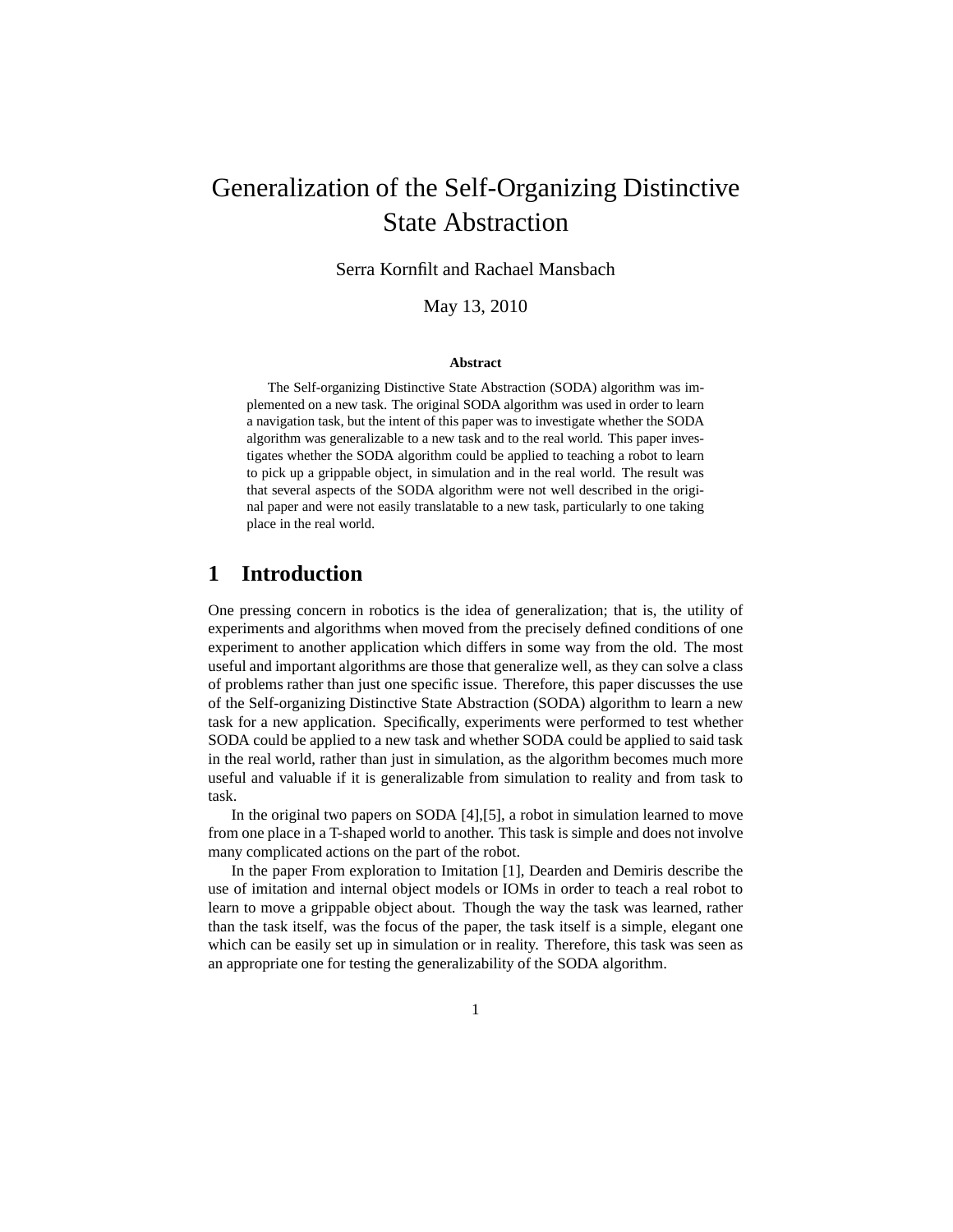# Generalization of the Self-Organizing Distinctive State Abstraction

Serra Kornfilt and Rachael Mansbach

May 13, 2010

**Abstract**

The Self-organizing Distinctive State Abstraction (SODA) algorithm was implemented on a new task. The original SODA algorithm was used in order to learn a navigation task, but the intent of this paper was to investigate whether the SODA algorithm was generalizable to a new task and to the real world. This paper investigates whether the SODA algorithm could be applied to teaching a robot to learn to pick up a grippable object, in simulation and in the real world. The result was that several aspects of the SODA algorithm were not well described in the original paper and were not easily translatable to a new task, particularly to one taking place in the real world.

## 1 Introduction

One pressing concern in robotics is the idea of generalization; that is, the utility of experiments and algorithms when moved from the precisely defined conditions of one experiment to another application which differs in some way from the old. The most useful and important algorithms are those that generalize well, as they can solve a class of problems rather than just one specific issue. Therefore, this paper discusses the use of the Self-organizing Distinctive State Abstraction (SODA) algorithm to learn a new task for a new application. Specifically, experiments were performed to test whether SODA could be applied to a new task and whether SODA could be applied to said task in the real world, rather than just in simulation, as the algorithm becomes much more useful and valuable if it is generalizable from simulation to reality and from task to task.

In the original two papers on SODA [4],[5], a robot in simulation learned to move from one place in a T-shaped world to another. This task is simple and does not involve many complicated actions on the part of the robot.

In the paper From exploration to Imitation [1], Dearden and Demiris describe the use of imitation and internal object models or IOMs in order to teach a real robot to learn to move a grippable object about. Though the way the task was learned, rather than the task itself, was the focus of the paper, the task itself is a simple, elegant one which can be easily set up in simulation or in reality. Therefore, this task was seen as an appropriate one for testing the generalizability of the SODA algorithm.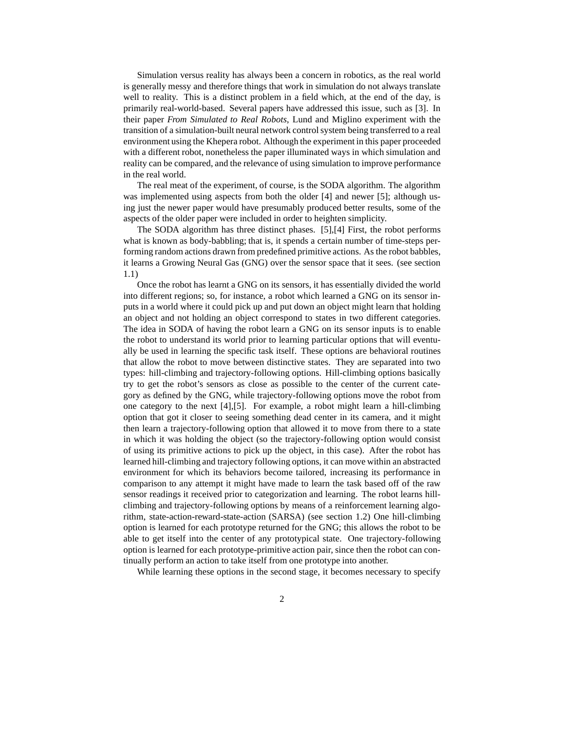Simulation versus reality has always been a concern in robotics, as the real world is generally messy and therefore things that work in simulation do not always translate well to reality. This is a distinct problem in a field which, at the end of the day, is primarily real-world-based. Several papers have addressed this issue, such as [3]. In their paper *From Simulated to Real Robots*, Lund and Miglino experiment with the transition of a simulation-built neural network control system being transferred to a real environment using the Khepera robot. Although the experiment in this paper proceeded with a different robot, nonetheless the paper illuminated ways in which simulation and reality can be compared, and the relevance of using simulation to improve performance in the real world.

The real meat of the experiment, of course, is the SODA algorithm. The algorithm was implemented using aspects from both the older [4] and newer [5]; although using just the newer paper would have presumably produced better results, some of the aspects of the older paper were included in order to heighten simplicity.

The SODA algorithm has three distinct phases. [5],[4] First, the robot performs what is known as body-babbling; that is, it spends a certain number of time-steps performing random actions drawn from predefined primitive actions. As the robot babbles, it learns a Growing Neural Gas (GNG) over the sensor space that it sees. (see section 1.1)

Once the robot has learnt a GNG on its sensors, it has essentially divided the world into different regions; so, for instance, a robot which learned a GNG on its sensor inputs in a world where it could pick up and put down an object might learn that holding an object and not holding an object correspond to states in two different categories. The idea in SODA of having the robot learn a GNG on its sensor inputs is to enable the robot to understand its world prior to learning particular options that will eventually be used in learning the specific task itself. These options are behavioral routines that allow the robot to move between distinctive states. They are separated into two types: hill-climbing and trajectory-following options. Hill-climbing options basically try to get the robot's sensors as close as possible to the center of the current category as defined by the GNG, while trajectory-following options move the robot from one category to the next [4],[5]. For example, a robot might learn a hill-climbing option that got it closer to seeing something dead center in its camera, and it might then learn a trajectory-following option that allowed it to move from there to a state in which it was holding the object (so the trajectory-following option would consist of using its primitive actions to pick up the object, in this case). After the robot has learned hill-climbing and trajectory following options, it can move within an abstracted environment for which its behaviors become tailored, increasing its performance in comparison to any attempt it might have made to learn the task based off of the raw sensor readings it received prior to categorization and learning. The robot learns hill-climbing and trajectory-following options by means of a reinforcement learning algorithm, state-action-reward-state-action (SARSA) (see section 1.2) One hill-climbing option is learned for each prototype returned for the GNG; this allows the robot to be able to get itself into the center of any prototypical state. One trajectory-following option is learned for each prototype-primitive action pair, since then the robot can continually perform an action to take itself from one prototype into another.

While learning these options in the second stage, it becomes necessary to specify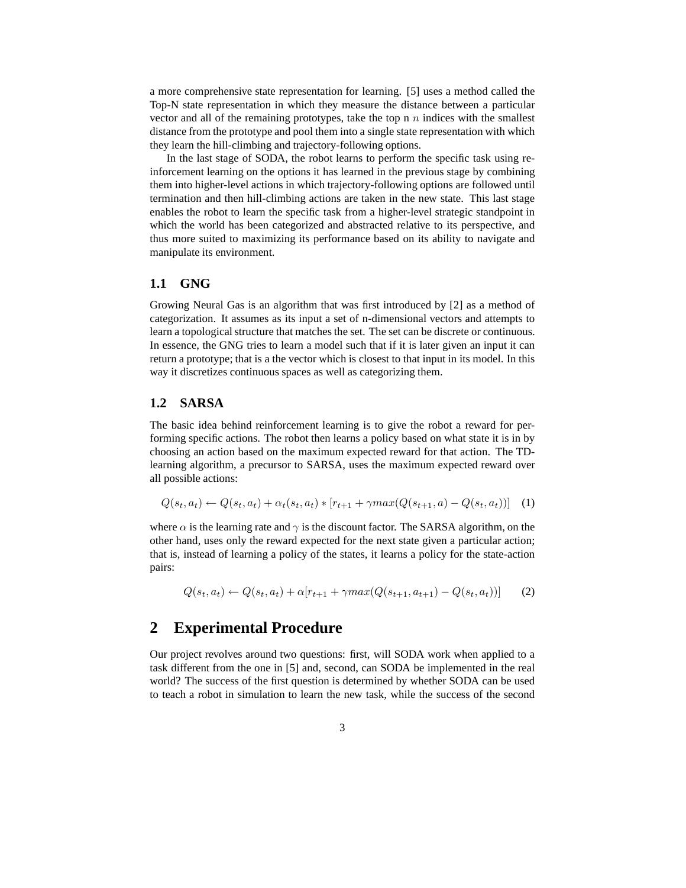a more comprehensive state representation for learning. [5] uses a method called the Top-N state representation in which they measure the distance between a particular vector and all of the remaining prototypes, take the top n $n$ indices with the smallest distance from the prototype and pool them into a single state representation with which they learn the hill-climbing and trajectory-following options.

In the last stage of SODA, the robot learns to perform the specific task using reinforcement learning on the options it has learned in the previous stage by combining them into higher-level actions in which trajectory-following options are followed until termination and then hill-climbing actions are taken in the new state. This last stage enables the robot to learn the specific task from a higher-level strategic standpoint in which the world has been categorized and abstracted relative to its perspective, and thus more suited to maximizing its performance based on its ability to navigate and manipulate its environment.

### 1.1 GNG

Growing Neural Gas is an algorithm that was first introduced by [2] as a method of categorization. It assumes as its input a set of n-dimensional vectors and attempts to learn a topological structure that matches the set. The set can be discrete or continuous. In essence, the GNG tries to learn a model such that if it is later given an input it can return a prototype; that is a the vector which is closest to that input in its model. In this way it discretizes continuous spaces as well as categorizing them.

### 1.2 SARSA

The basic idea behind reinforcement learning is to give the robot a reward for performing specific actions. The robot then learns a policy based on what state it is in by choosing an action based on the maximum expected reward for that action. The TD-learning algorithm, a precursor to SARSA, uses the maximum expected reward over all possible actions:

$$Q(s_t, a_t) \leftarrow Q(s_t, a_t) + \alpha_t(s_t, a_t) * [r_{t+1} + \gamma max(Q(s_{t+1}, a) - Q(s_t, a_t))] \quad (1)$$

where $\alpha$ is the learning rate and $\gamma$ is the discount factor. The SARSA algorithm, on the other hand, uses only the reward expected for the next state given a particular action; that is, instead of learning a policy of the states, it learns a policy for the state-action pairs:

$$Q(s_t, a_t) \leftarrow Q(s_t, a_t) + \alpha[r_{t+1} + \gamma max(Q(s_{t+1}, a_{t+1}) - Q(s_t, a_t))] \quad (2)$$

## 2 Experimental Procedure

Our project revolves around two questions: first, will SODA work when applied to a task different from the one in [5] and, second, can SODA be implemented in the real world? The success of the first question is determined by whether SODA can be used to teach a robot in simulation to learn the new task, while the success of the second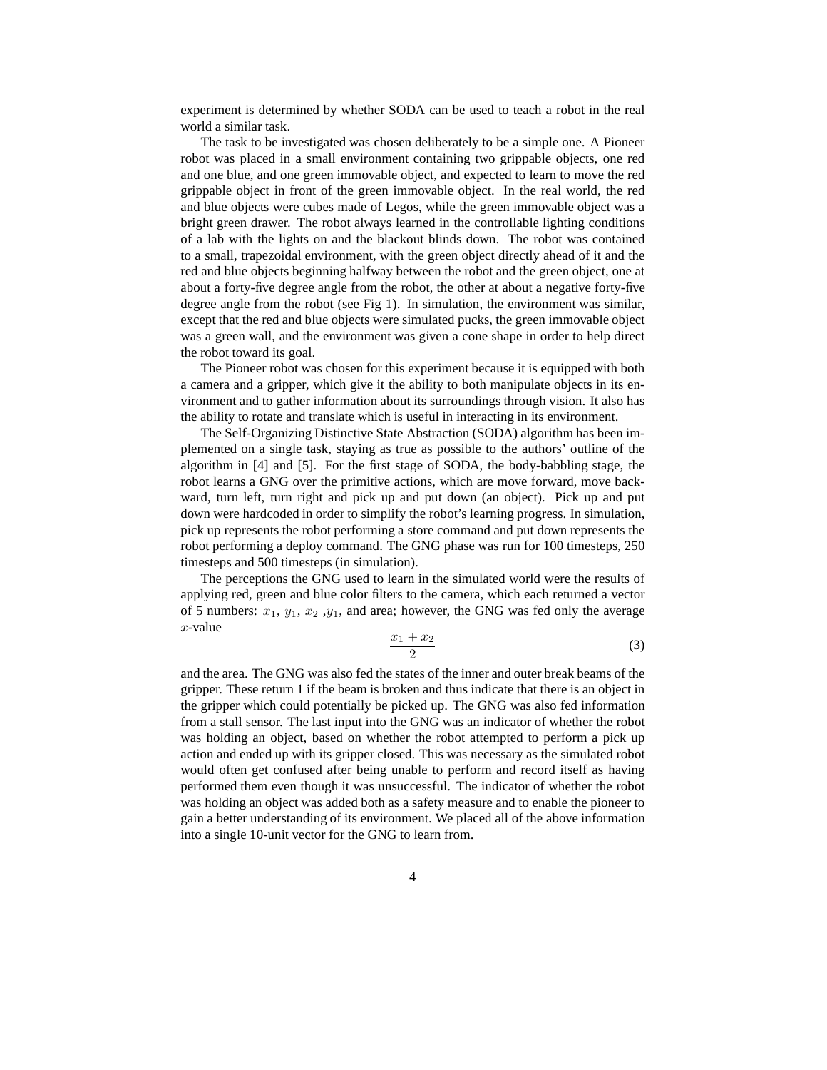experiment is determined by whether SODA can be used to teach a robot in the real world a similar task.

The task to be investigated was chosen deliberately to be a simple one. A Pioneer robot was placed in a small environment containing two grippable objects, one red and one blue, and one green immovable object, and expected to learn to move the red grippable object in front of the green immovable object. In the real world, the red and blue objects were cubes made of Legos, while the green immovable object was a bright green drawer. The robot always learned in the controllable lighting conditions of a lab with the lights on and the blackout blinds down. The robot was contained to a small, trapezoidal environment, with the green object directly ahead of it and the red and blue objects beginning halfway between the robot and the green object, one at about a forty-five degree angle from the robot, the other at about a negative forty-five degree angle from the robot (see Fig 1). In simulation, the environment was similar, except that the red and blue objects were simulated pucks, the green immovable object was a green wall, and the environment was given a cone shape in order to help direct the robot toward its goal.

The Pioneer robot was chosen for this experiment because it is equipped with both a camera and a gripper, which give it the ability to both manipulate objects in its environment and to gather information about its surroundings through vision. It also has the ability to rotate and translate which is useful in interacting in its environment.

The Self-Organizing Distinctive State Abstraction (SODA) algorithm has been implemented on a single task, staying as true as possible to the authors' outline of the algorithm in [4] and [5]. For the first stage of SODA, the body-babbling stage, the robot learns a GNG over the primitive actions, which are move forward, move backward, turn left, turn right and pick up and put down (an object). Pick up and put down were hardcoded in order to simplify the robot's learning progress. In simulation, pick up represents the robot performing a store command and put down represents the robot performing a deploy command. The GNG phase was run for 100 timesteps, 250 timesteps and 500 timesteps (in simulation).

The perceptions the GNG used to learn in the simulated world were the results of applying red, green and blue color filters to the camera, which each returned a vector of 5 numbers: $x_1$, $y_1$, $x_2$ ,$y_1$, and area; however, the GNG was fed only the average $x$-value

$$\frac{x_1 + x_2}{2} \tag{3}$$

and the area. The GNG was also fed the states of the inner and outer break beams of the gripper. These return 1 if the beam is broken and thus indicate that there is an object in the gripper which could potentially be picked up. The GNG was also fed information from a stall sensor. The last input into the GNG was an indicator of whether the robot was holding an object, based on whether the robot attempted to perform a pick up action and ended up with its gripper closed. This was necessary as the simulated robot would often get confused after being unable to perform and record itself as having performed them even though it was unsuccessful. The indicator of whether the robot was holding an object was added both as a safety measure and to enable the pioneer to gain a better understanding of its environment. We placed all of the above information into a single 10-unit vector for the GNG to learn from.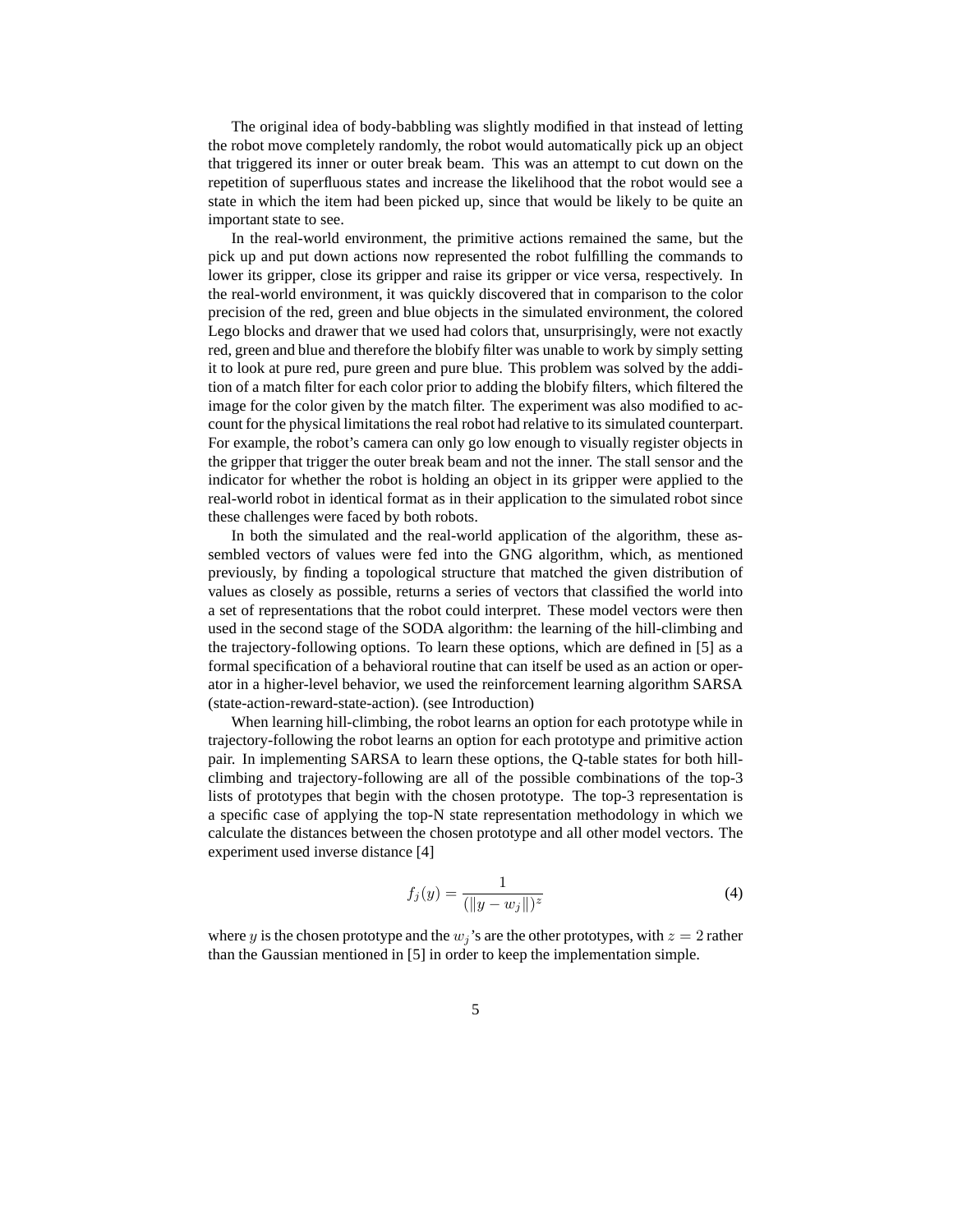The original idea of body-babbling was slightly modified in that instead of letting the robot move completely randomly, the robot would automatically pick up an object that triggered its inner or outer break beam. This was an attempt to cut down on the repetition of superfluous states and increase the likelihood that the robot would see a state in which the item had been picked up, since that would be likely to be quite an important state to see.

In the real-world environment, the primitive actions remained the same, but the pick up and put down actions now represented the robot fulfilling the commands to lower its gripper, close its gripper and raise its gripper or vice versa, respectively. In the real-world environment, it was quickly discovered that in comparison to the color precision of the red, green and blue objects in the simulated environment, the colored Lego blocks and drawer that we used had colors that, unsurprisingly, were not exactly red, green and blue and therefore the blobify filter was unable to work by simply setting it to look at pure red, pure green and pure blue. This problem was solved by the addition of a match filter for each color prior to adding the blobify filters, which filtered the image for the color given by the match filter. The experiment was also modified to account for the physical limitations the real robot had relative to its simulated counterpart. For example, the robot's camera can only go low enough to visually register objects in the gripper that trigger the outer break beam and not the inner. The stall sensor and the indicator for whether the robot is holding an object in its gripper were applied to the real-world robot in identical format as in their application to the simulated robot since these challenges were faced by both robots.

In both the simulated and the real-world application of the algorithm, these assembled vectors of values were fed into the GNG algorithm, which, as mentioned previously, by finding a topological structure that matched the given distribution of values as closely as possible, returns a series of vectors that classified the world into a set of representations that the robot could interpret. These model vectors were then used in the second stage of the SODA algorithm: the learning of the hill-climbing and the trajectory-following options. To learn these options, which are defined in [5] as a formal specification of a behavioral routine that can itself be used as an action or operator in a higher-level behavior, we used the reinforcement learning algorithm SARSA (state-action-reward-state-action). (see Introduction)

When learning hill-climbing, the robot learns an option for each prototype while in trajectory-following the robot learns an option for each prototype and primitive action pair. In implementing SARSA to learn these options, the Q-table states for both hill-climbing and trajectory-following are all of the possible combinations of the top-3 lists of prototypes that begin with the chosen prototype. The top-3 representation is a specific case of applying the top-N state representation methodology in which we calculate the distances between the chosen prototype and all other model vectors. The experiment used inverse distance [4]

$$f_j(y) = \frac{1}{(\|y - w_j\|)^z} \tag{4}$$

where $y$ is the chosen prototype and the $w_j$'s are the other prototypes, with $z = 2$ rather than the Gaussian mentioned in [5] in order to keep the implementation simple.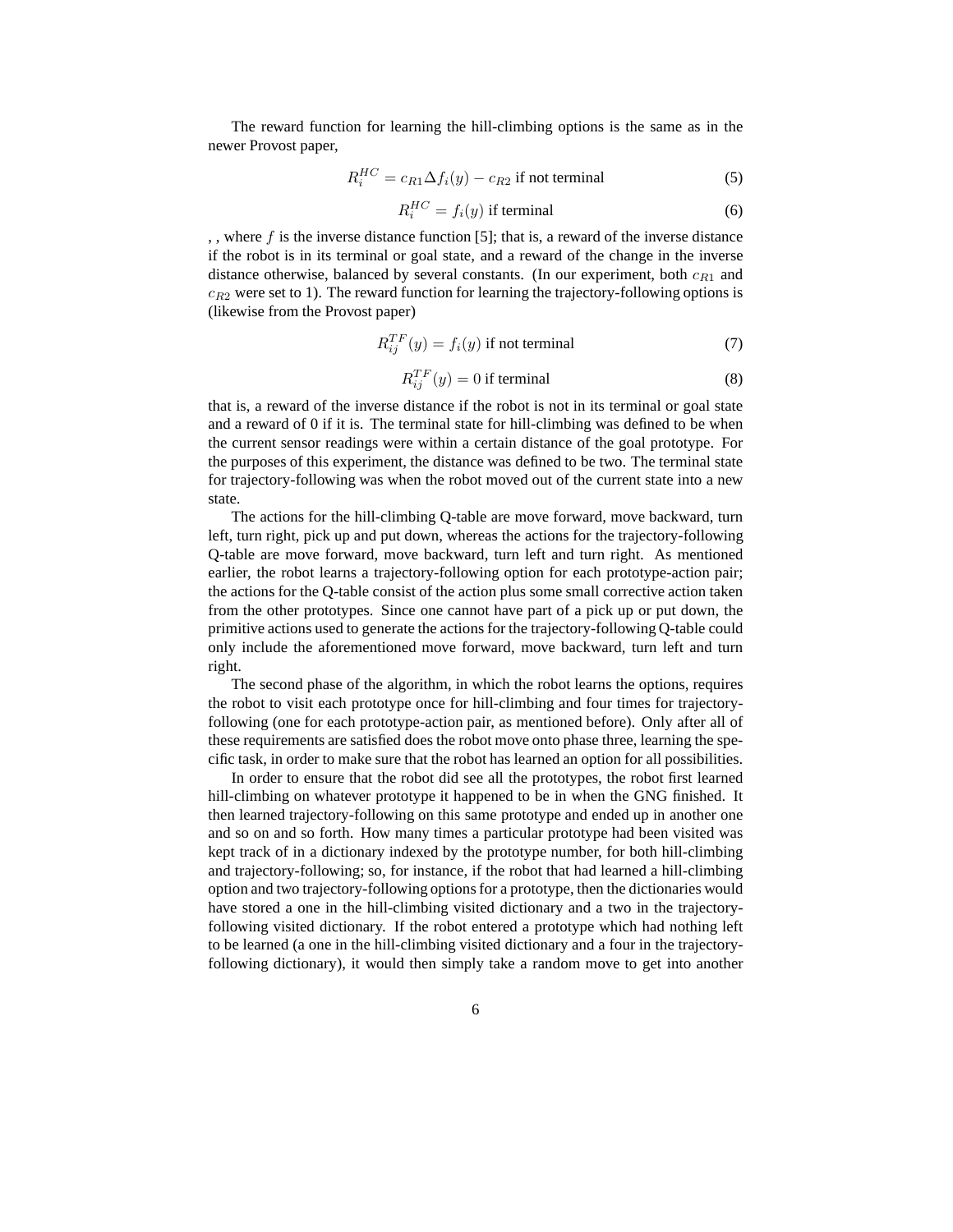The reward function for learning the hill-climbing options is the same as in the newer Provost paper,

$$R_i^{HC} = c_{R1}\Delta f_i(y) - c_{R2} \text{ if not terminal} \tag{5}$$

$$R_i^{HC} = f_i(y) \text{ if terminal} \tag{6}$$

, , where $f$ is the inverse distance function [5]; that is, a reward of the inverse distance if the robot is in its terminal or goal state, and a reward of the change in the inverse distance otherwise, balanced by several constants. (In our experiment, both $c_{R1}$ and $c_{R2}$ were set to 1). The reward function for learning the trajectory-following options is (likewise from the Provost paper)

$$R_{ij}^{TF}(y) = f_i(y) \text{ if not terminal} \tag{7}$$

$$R_{ij}^{TF}(y) = 0 \text{ if terminal} \tag{8}$$

that is, a reward of the inverse distance if the robot is not in its terminal or goal state and a reward of 0 if it is. The terminal state for hill-climbing was defined to be when the current sensor readings were within a certain distance of the goal prototype. For the purposes of this experiment, the distance was defined to be two. The terminal state for trajectory-following was when the robot moved out of the current state into a new state.

The actions for the hill-climbing Q-table are move forward, move backward, turn left, turn right, pick up and put down, whereas the actions for the trajectory-following Q-table are move forward, move backward, turn left and turn right. As mentioned earlier, the robot learns a trajectory-following option for each prototype-action pair; the actions for the Q-table consist of the action plus some small corrective action taken from the other prototypes. Since one cannot have part of a pick up or put down, the primitive actions used to generate the actions for the trajectory-following Q-table could only include the aforementioned move forward, move backward, turn left and turn right.

The second phase of the algorithm, in which the robot learns the options, requires the robot to visit each prototype once for hill-climbing and four times for trajectory-following (one for each prototype-action pair, as mentioned before). Only after all of these requirements are satisfied does the robot move onto phase three, learning the specific task, in order to make sure that the robot has learned an option for all possibilities.

In order to ensure that the robot did see all the prototypes, the robot first learned hill-climbing on whatever prototype it happened to be in when the GNG finished. It then learned trajectory-following on this same prototype and ended up in another one and so on and so forth. How many times a particular prototype had been visited was kept track of in a dictionary indexed by the prototype number, for both hill-climbing and trajectory-following; so, for instance, if the robot that had learned a hill-climbing option and two trajectory-following options for a prototype, then the dictionaries would have stored a one in the hill-climbing visited dictionary and a two in the trajectory-following visited dictionary. If the robot entered a prototype which had nothing left to be learned (a one in the hill-climbing visited dictionary and a four in the trajectory-following dictionary), it would then simply take a random move to get into another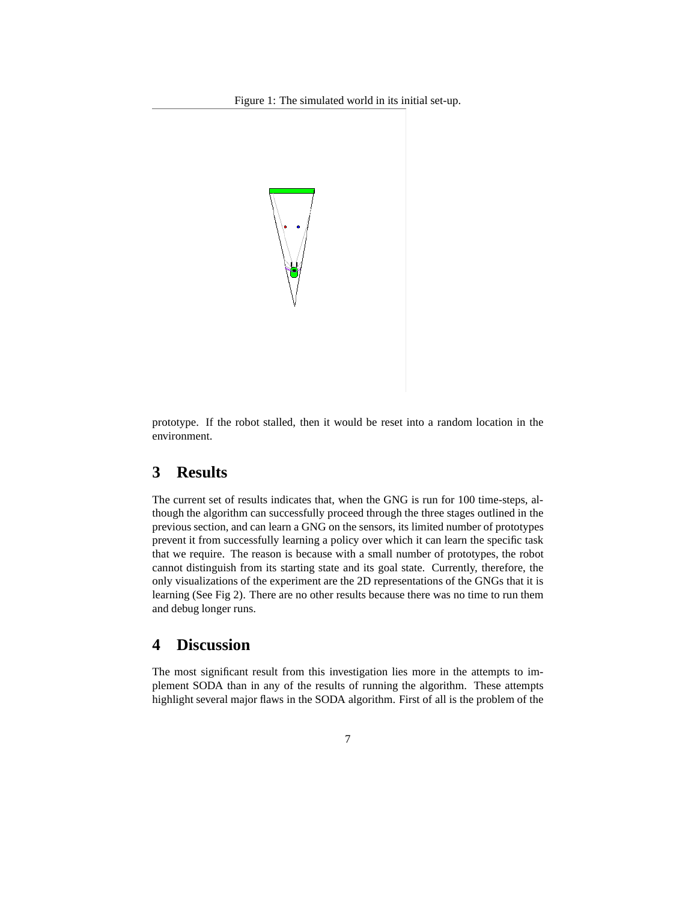Figure 1: The simulated world in its initial set-up.

prototype. If the robot stalled, then it would be reset into a random location in the environment.

## 3 Results

The current set of results indicates that, when the GNG is run for 100 time-steps, although the algorithm can successfully proceed through the three stages outlined in the previous section, and can learn a GNG on the sensors, its limited number of prototypes prevent it from successfully learning a policy over which it can learn the specific task that we require. The reason is because with a small number of prototypes, the robot cannot distinguish from its starting state and its goal state. Currently, therefore, the only visualizations of the experiment are the 2D representations of the GNGs that it is learning (See Fig 2). There are no other results because there was no time to run them and debug longer runs.

## 4 Discussion

The most significant result from this investigation lies more in the attempts to implement SODA than in any of the results of running the algorithm. These attempts highlight several major flaws in the SODA algorithm. First of all is the problem of the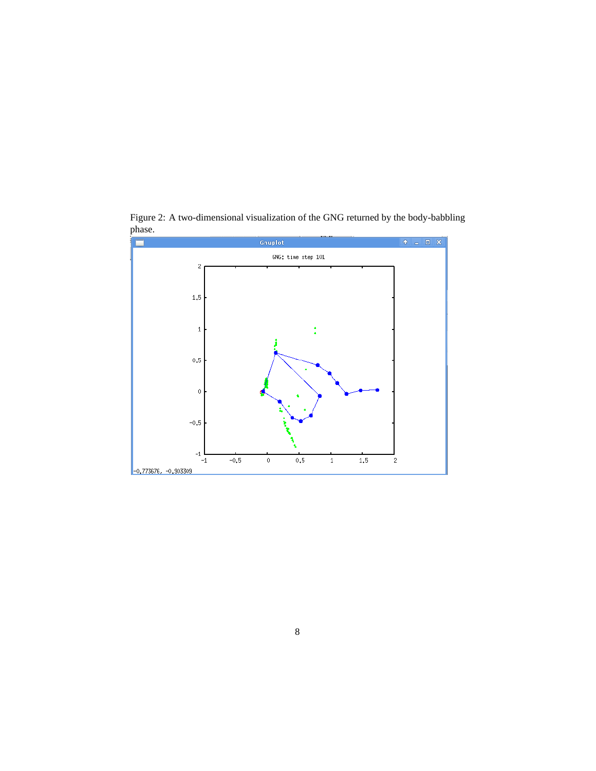Figure 2: A two-dimensional visualization of the GNG returned by the body-babbling phase.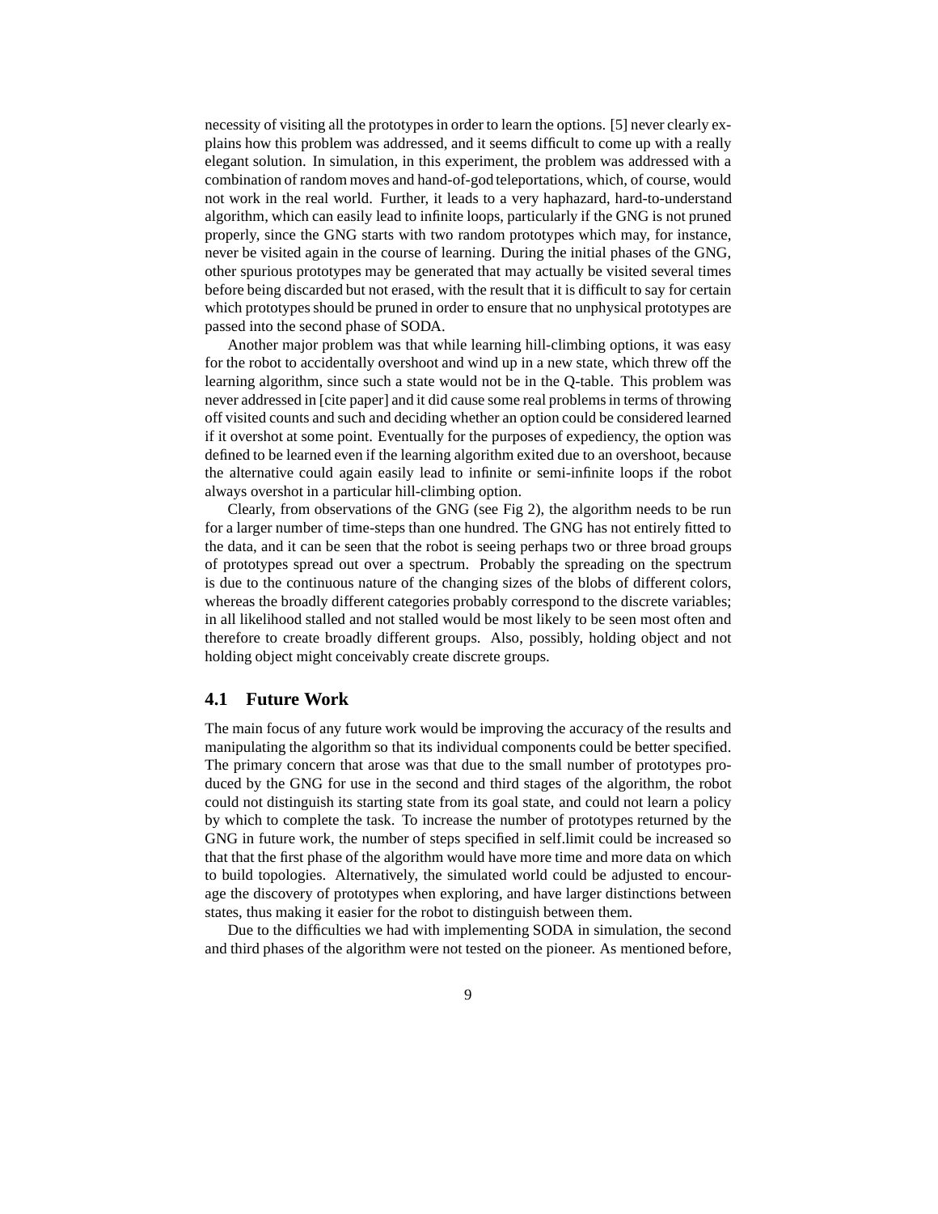necessity of visiting all the prototypes in order to learn the options. [5] never clearly explains how this problem was addressed, and it seems difficult to come up with a really elegant solution. In simulation, in this experiment, the problem was addressed with a combination of random moves and hand-of-god teleportations, which, of course, would not work in the real world. Further, it leads to a very haphazard, hard-to-understand algorithm, which can easily lead to infinite loops, particularly if the GNG is not pruned properly, since the GNG starts with two random prototypes which may, for instance, never be visited again in the course of learning. During the initial phases of the GNG, other spurious prototypes may be generated that may actually be visited several times before being discarded but not erased, with the result that it is difficult to say for certain which prototypes should be pruned in order to ensure that no unphysical prototypes are passed into the second phase of SODA.

Another major problem was that while learning hill-climbing options, it was easy for the robot to accidentally overshoot and wind up in a new state, which threw off the learning algorithm, since such a state would not be in the Q-table. This problem was never addressed in [cite paper] and it did cause some real problems in terms of throwing off visited counts and such and deciding whether an option could be considered learned if it overshot at some point. Eventually for the purposes of expediency, the option was defined to be learned even if the learning algorithm exited due to an overshoot, because the alternative could again easily lead to infinite or semi-infinite loops if the robot always overshot in a particular hill-climbing option.

Clearly, from observations of the GNG (see Fig 2), the algorithm needs to be run for a larger number of time-steps than one hundred. The GNG has not entirely fitted to the data, and it can be seen that the robot is seeing perhaps two or three broad groups of prototypes spread out over a spectrum. Probably the spreading on the spectrum is due to the continuous nature of the changing sizes of the blobs of different colors, whereas the broadly different categories probably correspond to the discrete variables; in all likelihood stalled and not stalled would be most likely to be seen most often and therefore to create broadly different groups. Also, possibly, holding object and not holding object might conceivably create discrete groups.

## 4.1 Future Work

The main focus of any future work would be improving the accuracy of the results and manipulating the algorithm so that its individual components could be better specified. The primary concern that arose was that due to the small number of prototypes produced by the GNG for use in the second and third stages of the algorithm, the robot could not distinguish its starting state from its goal state, and could not learn a policy by which to complete the task. To increase the number of prototypes returned by the GNG in future work, the number of steps specified in self.limit could be increased so that that the first phase of the algorithm would have more time and more data on which to build topologies. Alternatively, the simulated world could be adjusted to encourage the discovery of prototypes when exploring, and have larger distinctions between states, thus making it easier for the robot to distinguish between them.

Due to the difficulties we had with implementing SODA in simulation, the second and third phases of the algorithm were not tested on the pioneer. As mentioned before,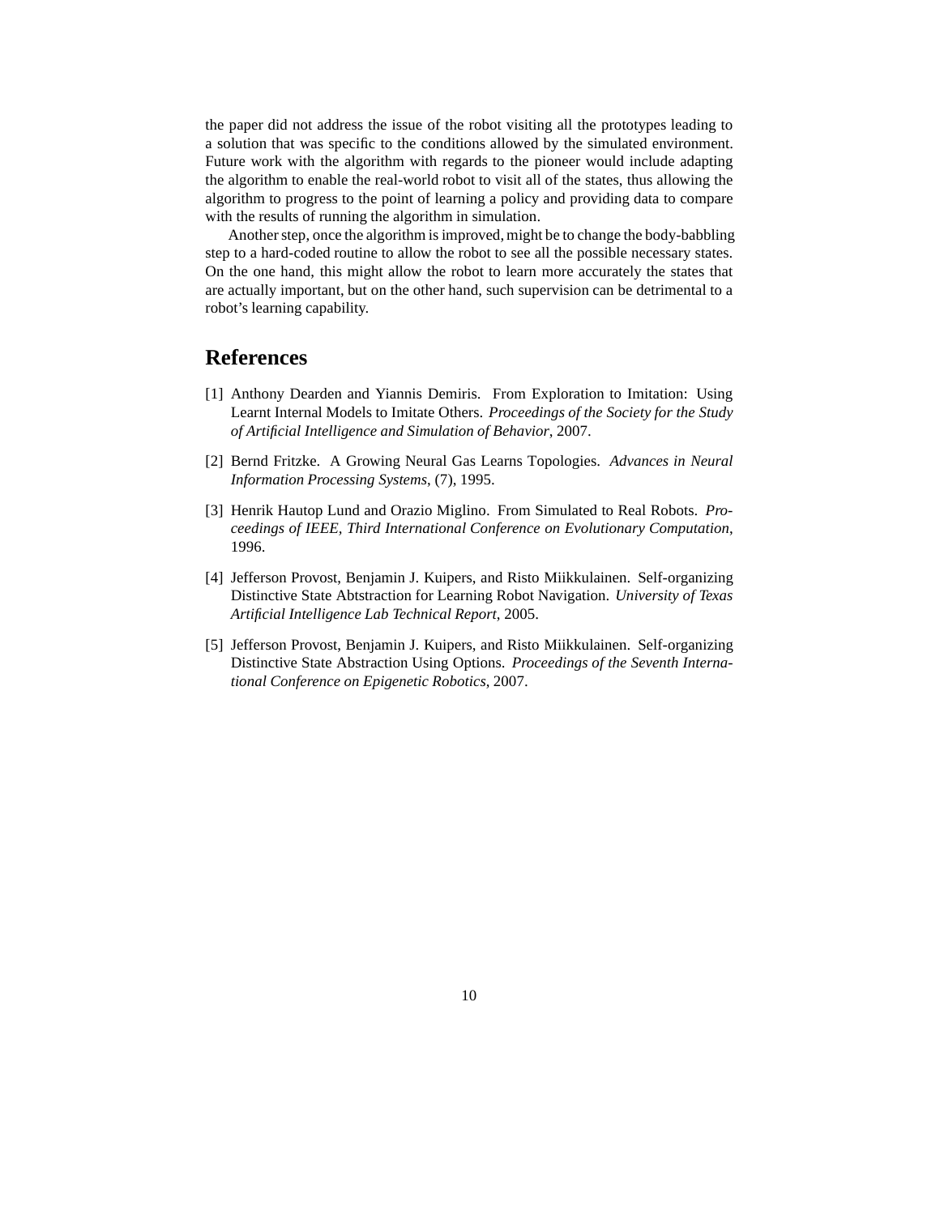the paper did not address the issue of the robot visiting all the prototypes leading to a solution that was specific to the conditions allowed by the simulated environment. Future work with the algorithm with regards to the pioneer would include adapting the algorithm to enable the real-world robot to visit all of the states, thus allowing the algorithm to progress to the point of learning a policy and providing data to compare with the results of running the algorithm in simulation.

Another step, once the algorithm is improved, might be to change the body-babbling step to a hard-coded routine to allow the robot to see all the possible necessary states. On the one hand, this might allow the robot to learn more accurately the states that are actually important, but on the other hand, such supervision can be detrimental to a robot's learning capability.

## References

[1] Anthony Dearden and Yiannis Demiris. From Exploration to Imitation: Using Learnt Internal Models to Imitate Others. *Proceedings of the Society for the Study of Artificial Intelligence and Simulation of Behavior*, 2007.

[2] Bernd Fritzke. A Growing Neural Gas Learns Topologies. *Advances in Neural Information Processing Systems*, (7), 1995.

[3] Henrik Hautop Lund and Orazio Miglino. From Simulated to Real Robots. *Proceedings of IEEE, Third International Conference on Evolutionary Computation*, 1996.

[4] Jefferson Provost, Benjamin J. Kuipers, and Risto Miikkulainen. Self-organizing Distinctive State Abtstraction for Learning Robot Navigation. *University of Texas Artificial Intelligence Lab Technical Report*, 2005.

[5] Jefferson Provost, Benjamin J. Kuipers, and Risto Miikkulainen. Self-organizing Distinctive State Abstraction Using Options. *Proceedings of the Seventh International Conference on Epigenetic Robotics*, 2007.